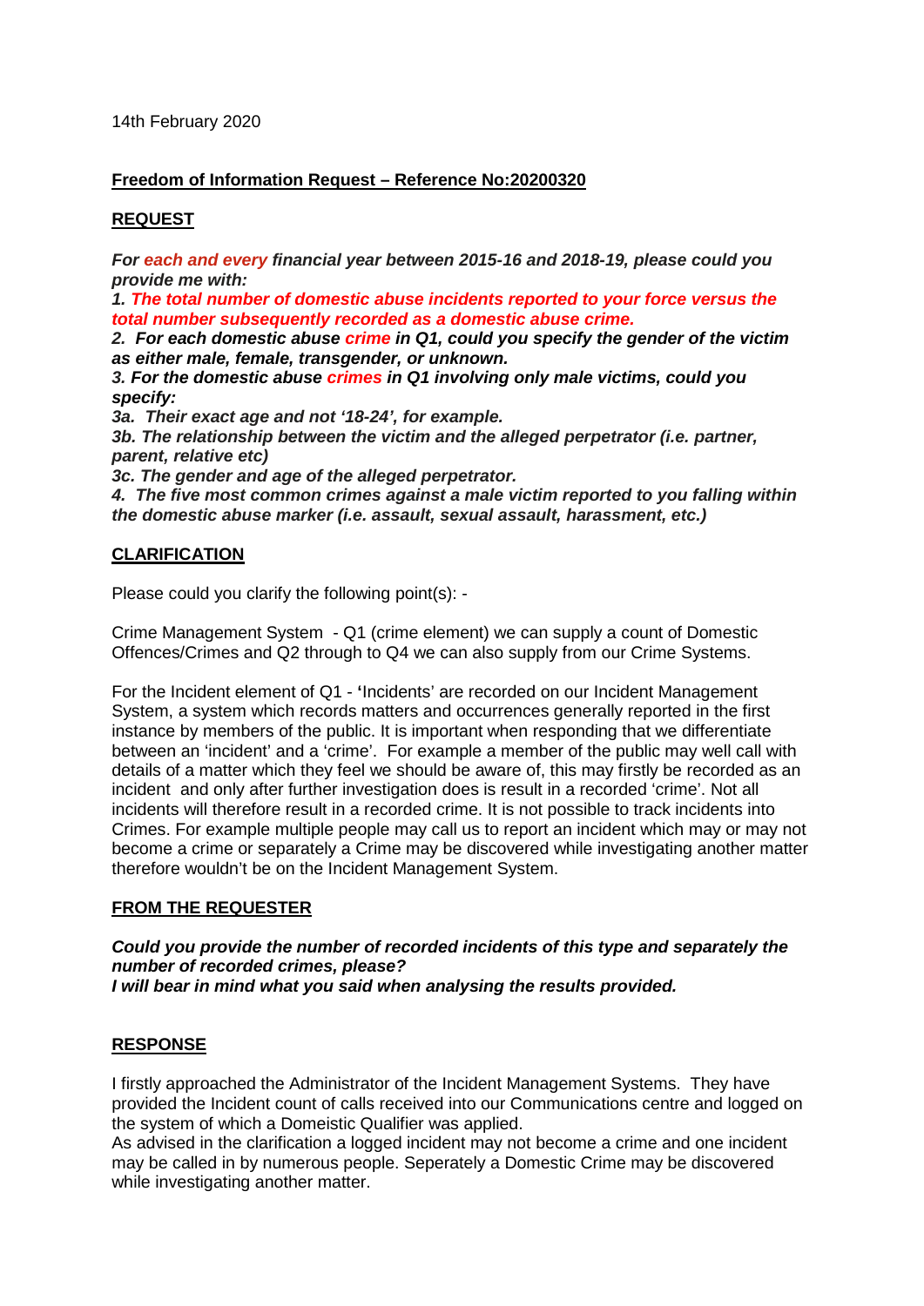14th February 2020

**Freedom of Information Request – Reference No:20200320**

**REQUEST**

***For each and every financial year between 2015-16 and 2018-19, please could you provide me with:***

***1. The total number of domestic abuse incidents reported to your force versus the total number subsequently recorded as a domestic abuse crime.***

***2. For each domestic abuse crime in Q1, could you specify the gender of the victim as either male, female, transgender, or unknown.***

***3. For the domestic abuse crimes in Q1 involving only male victims, could you specify:***

***3a. Their exact age and not '18-24', for example.***

***3b. The relationship between the victim and the alleged perpetrator (i.e. partner, parent, relative etc)***

***3c. The gender and age of the alleged perpetrator.***

***4. The five most common crimes against a male victim reported to you falling within the domestic abuse marker (i.e. assault, sexual assault, harassment, etc.)***

**CLARIFICATION**

Please could you clarify the following point(s): -

Crime Management System - Q1 (crime element) we can supply a count of Domestic Offences/Crimes and Q2 through to Q4 we can also supply from our Crime Systems.

For the Incident element of Q1 - 'Incidents' are recorded on our Incident Management System, a system which records matters and occurrences generally reported in the first instance by members of the public. It is important when responding that we differentiate between an 'incident' and a 'crime'. For example a member of the public may well call with details of a matter which they feel we should be aware of, this may firstly be recorded as an incident and only after further investigation does is result in a recorded 'crime'. Not all incidents will therefore result in a recorded crime. It is not possible to track incidents into Crimes. For example multiple people may call us to report an incident which may or may not become a crime or separately a Crime may be discovered while investigating another matter therefore wouldn't be on the Incident Management System.

**FROM THE REQUESTER**

***Could you provide the number of recorded incidents of this type and separately the number of recorded crimes, please?***
***I will bear in mind what you said when analysing the results provided.***

**RESPONSE**

I firstly approached the Administrator of the Incident Management Systems. They have provided the Incident count of calls received into our Communications centre and logged on the system of which a Domeistic Qualifier was applied.
As advised in the clarification a logged incident may not become a crime and one incident may be called in by numerous people. Seperately a Domestic Crime may be discovered while investigating another matter.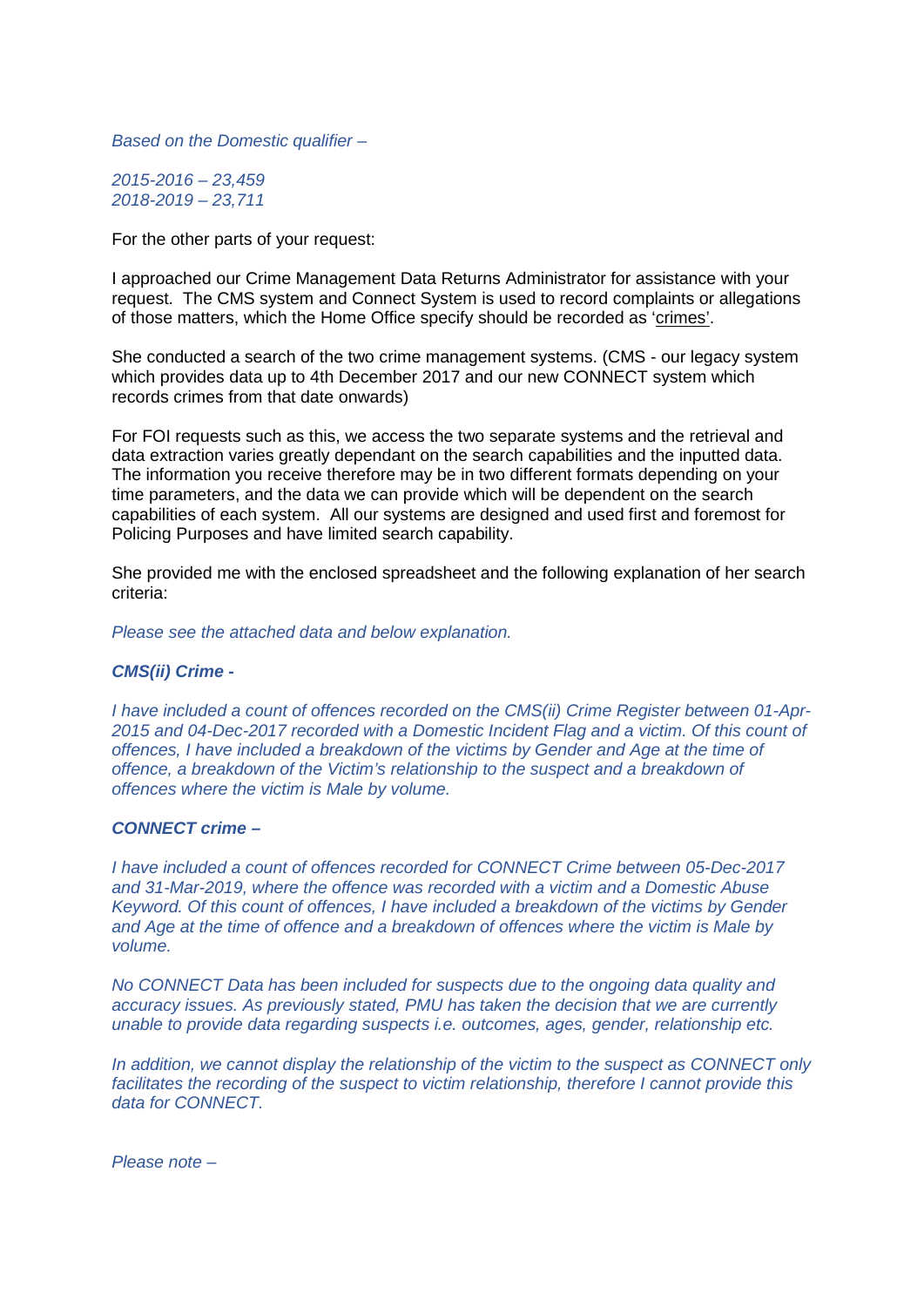*Based on the Domestic qualifier –*

*2015-2016 – 23,459*
*2018-2019 – 23,711*

For the other parts of your request:

I approached our Crime Management Data Returns Administrator for assistance with your request. The CMS system and Connect System is used to record complaints or allegations of those matters, which the Home Office specify should be recorded as 'crimes'.

She conducted a search of the two crime management systems. (CMS - our legacy system which provides data up to 4th December 2017 and our new CONNECT system which records crimes from that date onwards)

For FOI requests such as this, we access the two separate systems and the retrieval and data extraction varies greatly dependant on the search capabilities and the inputted data. The information you receive therefore may be in two different formats depending on your time parameters, and the data we can provide which will be dependent on the search capabilities of each system. All our systems are designed and used first and foremost for Policing Purposes and have limited search capability.

She provided me with the enclosed spreadsheet and the following explanation of her search criteria:

*Please see the attached data and below explanation.*

***CMS(ii) Crime -***

*I have included a count of offences recorded on the CMS(ii) Crime Register between 01-Apr-2015 and 04-Dec-2017 recorded with a Domestic Incident Flag and a victim. Of this count of offences, I have included a breakdown of the victims by Gender and Age at the time of offence, a breakdown of the Victim's relationship to the suspect and a breakdown of offences where the victim is Male by volume.*

***CONNECT crime –***

*I have included a count of offences recorded for CONNECT Crime between 05-Dec-2017 and 31-Mar-2019, where the offence was recorded with a victim and a Domestic Abuse Keyword. Of this count of offences, I have included a breakdown of the victims by Gender and Age at the time of offence and a breakdown of offences where the victim is Male by volume.*

*No CONNECT Data has been included for suspects due to the ongoing data quality and accuracy issues. As previously stated, PMU has taken the decision that we are currently unable to provide data regarding suspects i.e. outcomes, ages, gender, relationship etc.*

*In addition, we cannot display the relationship of the victim to the suspect as CONNECT only facilitates the recording of the suspect to victim relationship, therefore I cannot provide this data for CONNECT.*

*Please note –*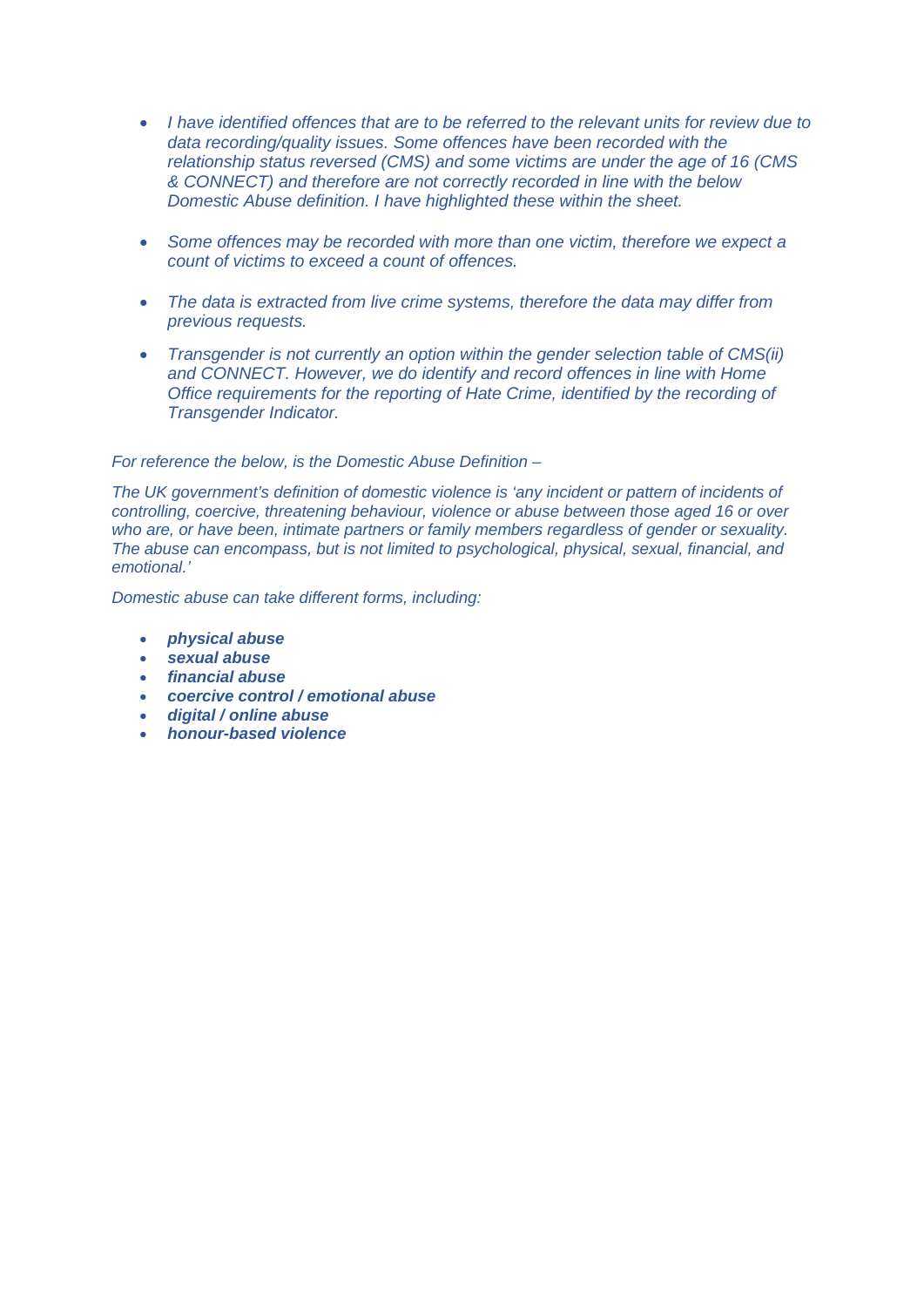- *I have identified offences that are to be referred to the relevant units for review due to data recording/quality issues. Some offences have been recorded with the relationship status reversed (CMS) and some victims are under the age of 16 (CMS & CONNECT) and therefore are not correctly recorded in line with the below Domestic Abuse definition. I have highlighted these within the sheet.*

- *Some offences may be recorded with more than one victim, therefore we expect a count of victims to exceed a count of offences.*

- *The data is extracted from live crime systems, therefore the data may differ from previous requests.*

- *Transgender is not currently an option within the gender selection table of CMS(ii) and CONNECT. However, we do identify and record offences in line with Home Office requirements for the reporting of Hate Crime, identified by the recording of Transgender Indicator.*

*For reference the below, is the Domestic Abuse Definition –*

*The UK government's definition of domestic violence is 'any incident or pattern of incidents of controlling, coercive, threatening behaviour, violence or abuse between those aged 16 or over who are, or have been, intimate partners or family members regardless of gender or sexuality. The abuse can encompass, but is not limited to psychological, physical, sexual, financial, and emotional.'*

*Domestic abuse can take different forms, including:*

- ***physical abuse***
- ***sexual abuse***
- ***financial abuse***
- ***coercive control / emotional abuse***
- ***digital / online abuse***
- ***honour-based violence***